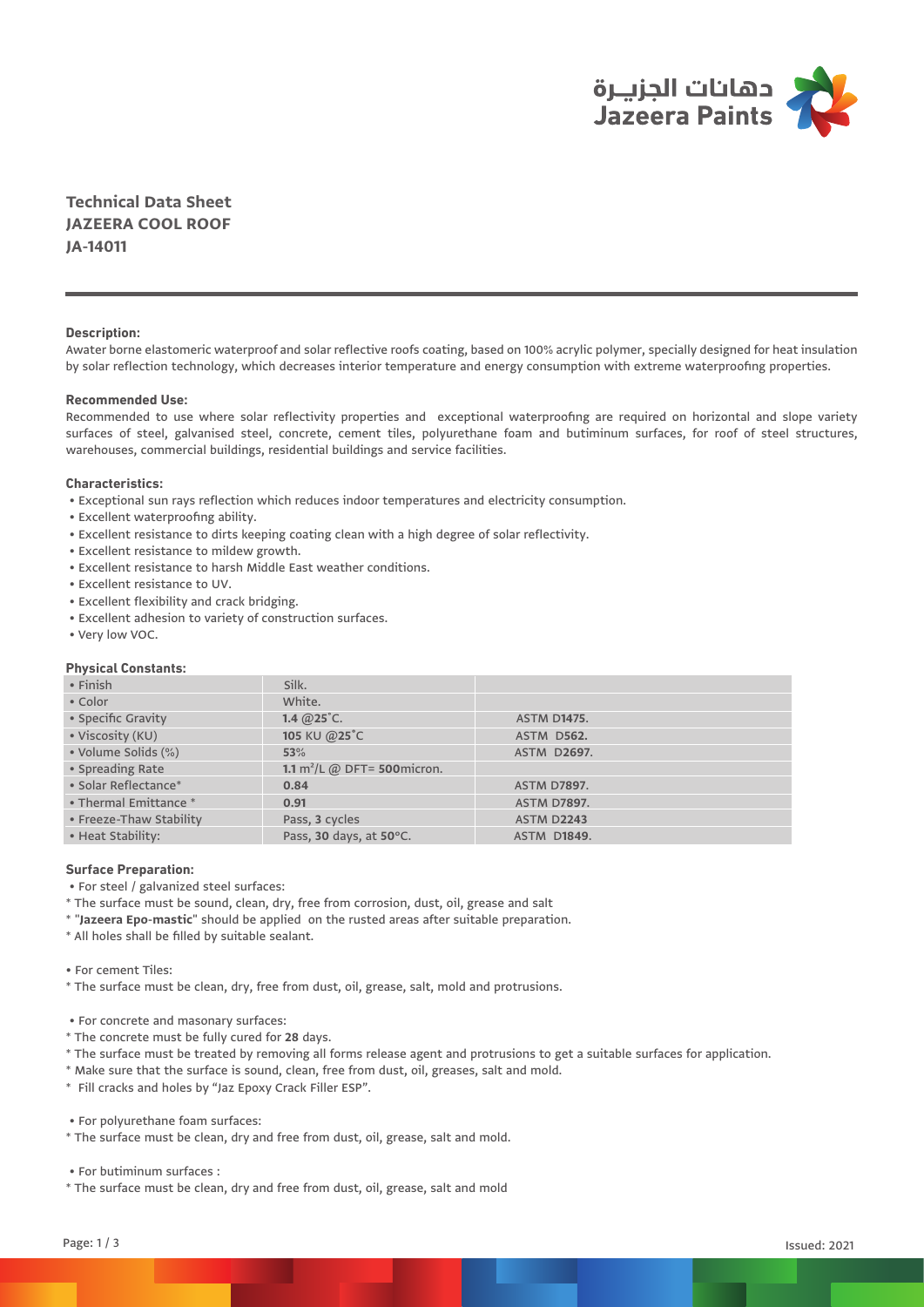دهانات الجزيـرة
Jazeera Paints

## Technical Data Sheet
## JAZEERA COOL ROOF
## JA-14011

**Description:**

Awater borne elastomeric waterproof and solar reflective roofs coating, based on 100% acrylic polymer, specially designed for heat insulation by solar reflection technology, which decreases interior temperature and energy consumption with extreme waterproofing properties.

**Recommended Use:**

Recommended to use where solar reflectivity properties and exceptional waterproofing are required on horizontal and slope variety surfaces of steel, galvanised steel, concrete, cement tiles, polyurethane foam and butiminum surfaces, for roof of steel structures, warehouses, commercial buildings, residential buildings and service facilities.

**Characteristics:**

- Exceptional sun rays reflection which reduces indoor temperatures and electricity consumption.
- Excellent waterproofing ability.
- Excellent resistance to dirts keeping coating clean with a high degree of solar reflectivity.
- Excellent resistance to mildew growth.
- Excellent resistance to harsh Middle East weather conditions.
- Excellent resistance to UV.
- Excellent flexibility and crack bridging.
- Excellent adhesion to variety of construction surfaces.
- Very low VOC.

**Physical Constants:**

| | | |
|---|---|---|
| • Finish | Silk. | |
| • Color | White. | |
| • Specific Gravity | **1.4** @**25**˚C. | ASTM D**1475**. |
| • Viscosity (KU) | **105** KU @**25**˚C | ASTM D**562**. |
| • Volume Solids (%) | **53**% | ASTM D**2697**. |
| • Spreading Rate | **1.1** $m^2$/L @ DFT= **500**micron. | |
| • Solar Reflectance* | **0.84** | ASTM D7897. |
| • Thermal Emittance * | **0.91** | ASTM D7897. |
| • Freeze-Thaw Stability | Pass, **3** cycles | ASTM D**2243** |
| • Heat Stability: | Pass, **30** days, at **50**°C. | ASTM D**1849**. |

**Surface Preparation:**

• For steel / galvanized steel surfaces:

* The surface must be sound, clean, dry, free from corrosion, dust, oil, grease and salt
* "**Jazeera Epo-mastic**" should be applied on the rusted areas after suitable preparation.
* All holes shall be filled by suitable sealant.

• For cement Tiles:

* The surface must be clean, dry, free from dust, oil, grease, salt, mold and protrusions.

• For concrete and masonary surfaces:

* The concrete must be fully cured for **28** days.
* The surface must be treated by removing all forms release agent and protrusions to get a suitable surfaces for application.
* Make sure that the surface is sound, clean, free from dust, oil, greases, salt and mold.
* Fill cracks and holes by "Jaz Epoxy Crack Filler ESP".

• For polyurethane foam surfaces:

* The surface must be clean, dry and free from dust, oil, grease, salt and mold.

• For butiminum surfaces :

* The surface must be clean, dry and free from dust, oil, grease, salt and mold

Issued: 2021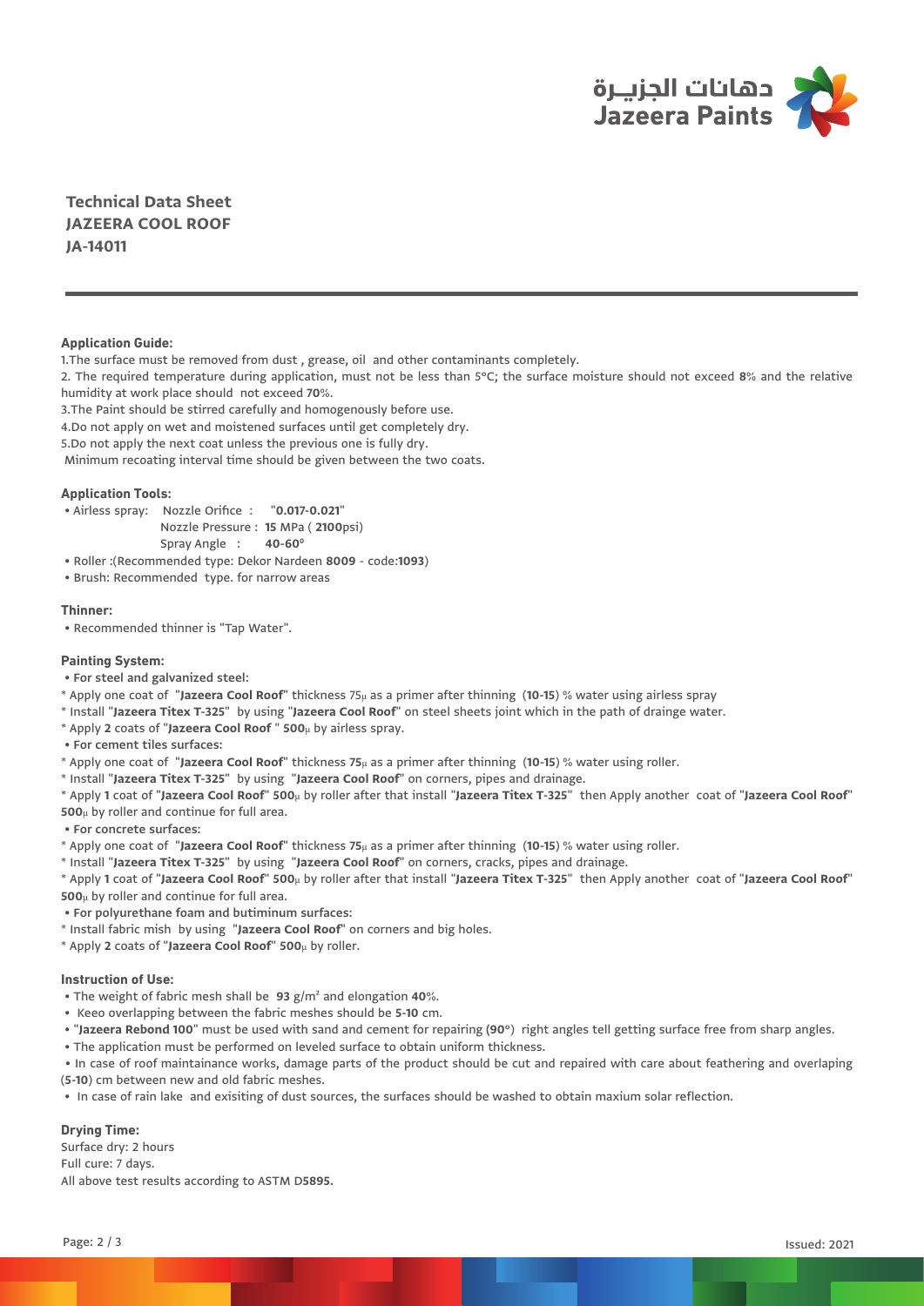**Technical Data Sheet**
**JAZEERA COOL ROOF**
**JA-14011**

---

**Application Guide:**

1.The surface must be removed from dust , grease, oil and other contaminants completely.

2. The required temperature during application, must not be less than 5°C; the surface moisture should not exceed **8**% and the relative humidity at work place should not exceed **70**%.

3.The Paint should be stirred carefully and homogenously before use.

4.Do not apply on wet and moistened surfaces until get completely dry.

5.Do not apply the next coat unless the previous one is fully dry.

Minimum recoating interval time should be given between the two coats.

**Application Tools:**

- Airless spray: Nozzle Orifice : "**0.017-0.021**"
  Nozzle Pressure : **15** MPa ( **2100**psi)
  Spray Angle : **40-60°**
- Roller :(Recommended type: Dekor Nardeen **8009** - code:**1093**)
- Brush: Recommended type. for narrow areas

**Thinner:**

- Recommended thinner is "Tap Water".

**Painting System:**

- **For steel and galvanized steel:**

* Apply one coat of "**Jazeera Cool Roof**" thickness 75µ as a primer after thinning (**10-15**) % water using airless spray
* Install "**Jazeera Titex T-325**" by using "**Jazeera Cool Roof**" on steel sheets joint which in the path of drainge water.
* Apply **2** coats of "**Jazeera Cool Roof** " **500**µ by airless spray.

- **For cement tiles surfaces:**

* Apply one coat of "**Jazeera Cool Roof**" thickness **75**µ as a primer after thinning (**10-15**) % water using roller.
* Install "**Jazeera Titex T-325**" by using "**Jazeera Cool Roof**" on corners, pipes and drainage.
* Apply **1** coat of "**Jazeera Cool Roof**" **500**µ by roller after that install "**Jazeera Titex T-325**" then Apply another coat of "**Jazeera Cool Roof**" **500**µ by roller and continue for full area.

- **For concrete surfaces:**

* Apply one coat of "**Jazeera Cool Roof**" thickness **75**µ as a primer after thinning (**10-15**) % water using roller.
* Install "**Jazeera Titex T-325**" by using "**Jazeera Cool Roof**" on corners, cracks, pipes and drainage.
* Apply **1** coat of "**Jazeera Cool Roof**" **500**µ by roller after that install "**Jazeera Titex T-325**" then Apply another coat of "**Jazeera Cool Roof**" **500**µ by roller and continue for full area.

- **For polyurethane foam and butiminum surfaces:**

* Install fabric mish by using "**Jazeera Cool Roof**" on corners and big holes.
* Apply **2** coats of "**Jazeera Cool Roof**" **500**µ by roller.

**Instruction of Use:**

- The weight of fabric mesh shall be **93** g/m$^2$ and elongation **40**%.
- Keeo overlapping between the fabric meshes should be **5-10** cm.
- "**Jazeera Rebond 100**" must be used with sand and cement for repairing (**90°**) right angles tell getting surface free from sharp angles.
- The application must be performed on leveled surface to obtain uniform thickness.
- In case of roof maintainance works, damage parts of the product should be cut and repaired with care about feathering and overlaping (**5-10**) cm between new and old fabric meshes.
- In case of rain lake and exisiting of dust sources, the surfaces should be washed to obtain maxium solar reflection.

**Drying Time:**

Surface dry: 2 hours
Full cure: 7 days.
All above test results according to ASTM D**5895.**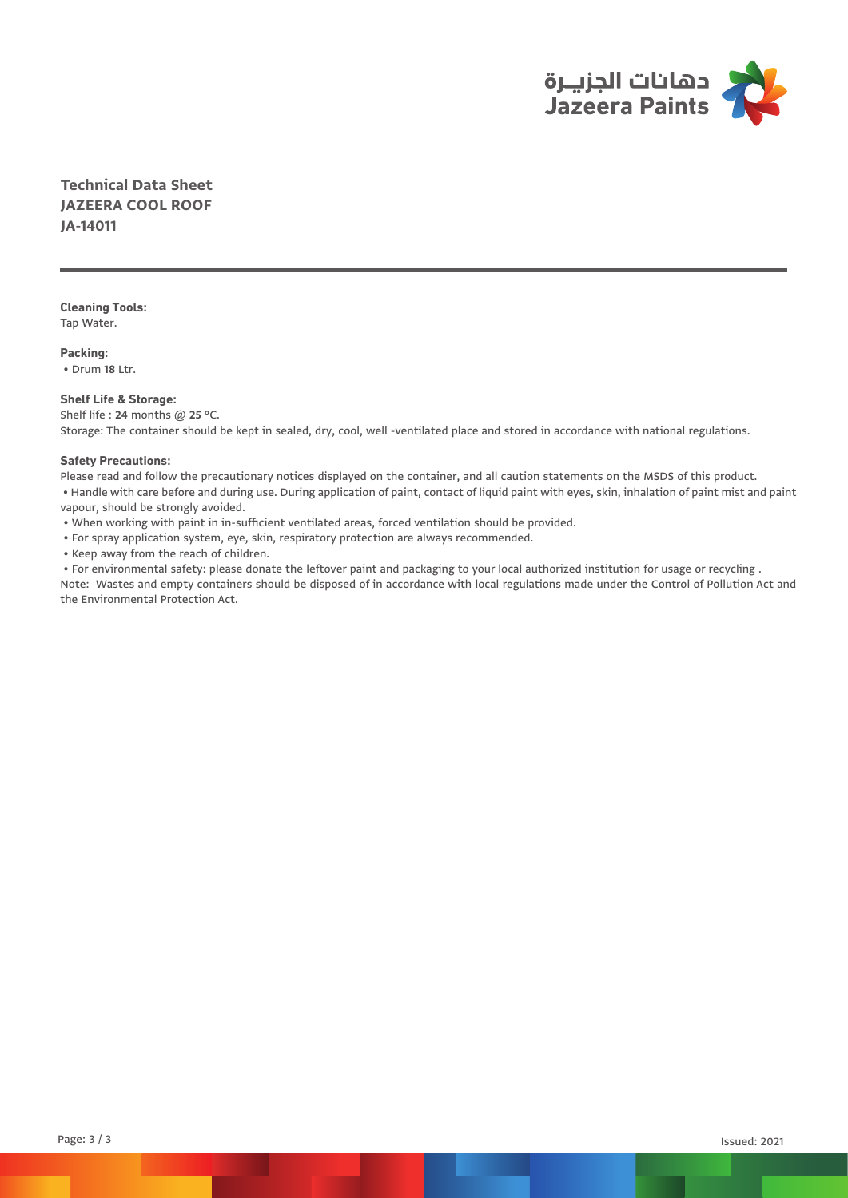**Technical Data Sheet**
**JAZEERA COOL ROOF**
**JA-14011**

**Cleaning Tools:**
Tap Water.

**Packing:**
- Drum **18** Ltr.

**Shelf Life & Storage:**
Shelf life : **24** months @ **25** °C.
Storage: The container should be kept in sealed, dry, cool, well -ventilated place and stored in accordance with national regulations.

**Safety Precautions:**
Please read and follow the precautionary notices displayed on the container, and all caution statements on the MSDS of this product.
- Handle with care before and during use. During application of paint, contact of liquid paint with eyes, skin, inhalation of paint mist and paint vapour, should be strongly avoided.
- When working with paint in in-sufficient ventilated areas, forced ventilation should be provided.
- For spray application system, eye, skin, respiratory protection are always recommended.
- Keep away from the reach of children.
- For environmental safety: please donate the leftover paint and packaging to your local authorized institution for usage or recycling .

Note: Wastes and empty containers should be disposed of in accordance with local regulations made under the Control of Pollution Act and the Environmental Protection Act.

Issued: 2021